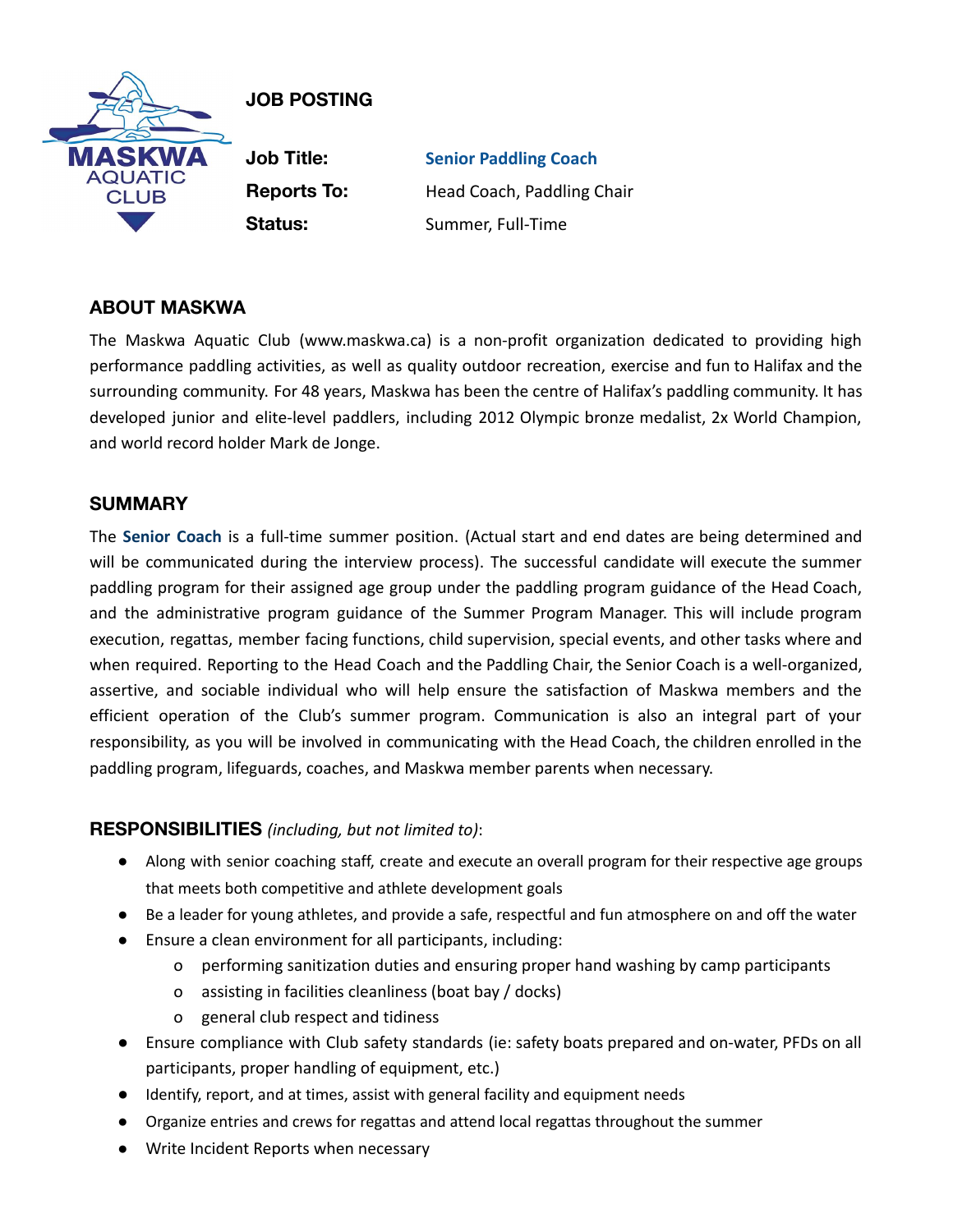# JOB POSTING

| | |
|---|---|
| **Job Title:** | **Senior Paddling Coach** |
| **Reports To:** | Head Coach, Paddling Chair |
| **Status:** | Summer, Full-Time |

## ABOUT MASKWA

The Maskwa Aquatic Club (www.maskwa.ca) is a non-profit organization dedicated to providing high performance paddling activities, as well as quality outdoor recreation, exercise and fun to Halifax and the surrounding community. For 48 years, Maskwa has been the centre of Halifax's paddling community. It has developed junior and elite-level paddlers, including 2012 Olympic bronze medalist, 2x World Champion, and world record holder Mark de Jonge.

## SUMMARY

The **Senior Coach** is a full-time summer position. (Actual start and end dates are being determined and will be communicated during the interview process). The successful candidate will execute the summer paddling program for their assigned age group under the paddling program guidance of the Head Coach, and the administrative program guidance of the Summer Program Manager. This will include program execution, regattas, member facing functions, child supervision, special events, and other tasks where and when required. Reporting to the Head Coach and the Paddling Chair, the Senior Coach is a well-organized, assertive, and sociable individual who will help ensure the satisfaction of Maskwa members and the efficient operation of the Club's summer program. Communication is also an integral part of your responsibility, as you will be involved in communicating with the Head Coach, the children enrolled in the paddling program, lifeguards, coaches, and Maskwa member parents when necessary.

## RESPONSIBILITIES *(including, but not limited to)*:

- Along with senior coaching staff, create and execute an overall program for their respective age groups that meets both competitive and athlete development goals
- Be a leader for young athletes, and provide a safe, respectful and fun atmosphere on and off the water
- Ensure a clean environment for all participants, including:
  - performing sanitization duties and ensuring proper hand washing by camp participants
  - assisting in facilities cleanliness (boat bay / docks)
  - general club respect and tidiness
- Ensure compliance with Club safety standards (ie: safety boats prepared and on-water, PFDs on all participants, proper handling of equipment, etc.)
- Identify, report, and at times, assist with general facility and equipment needs
- Organize entries and crews for regattas and attend local regattas throughout the summer
- Write Incident Reports when necessary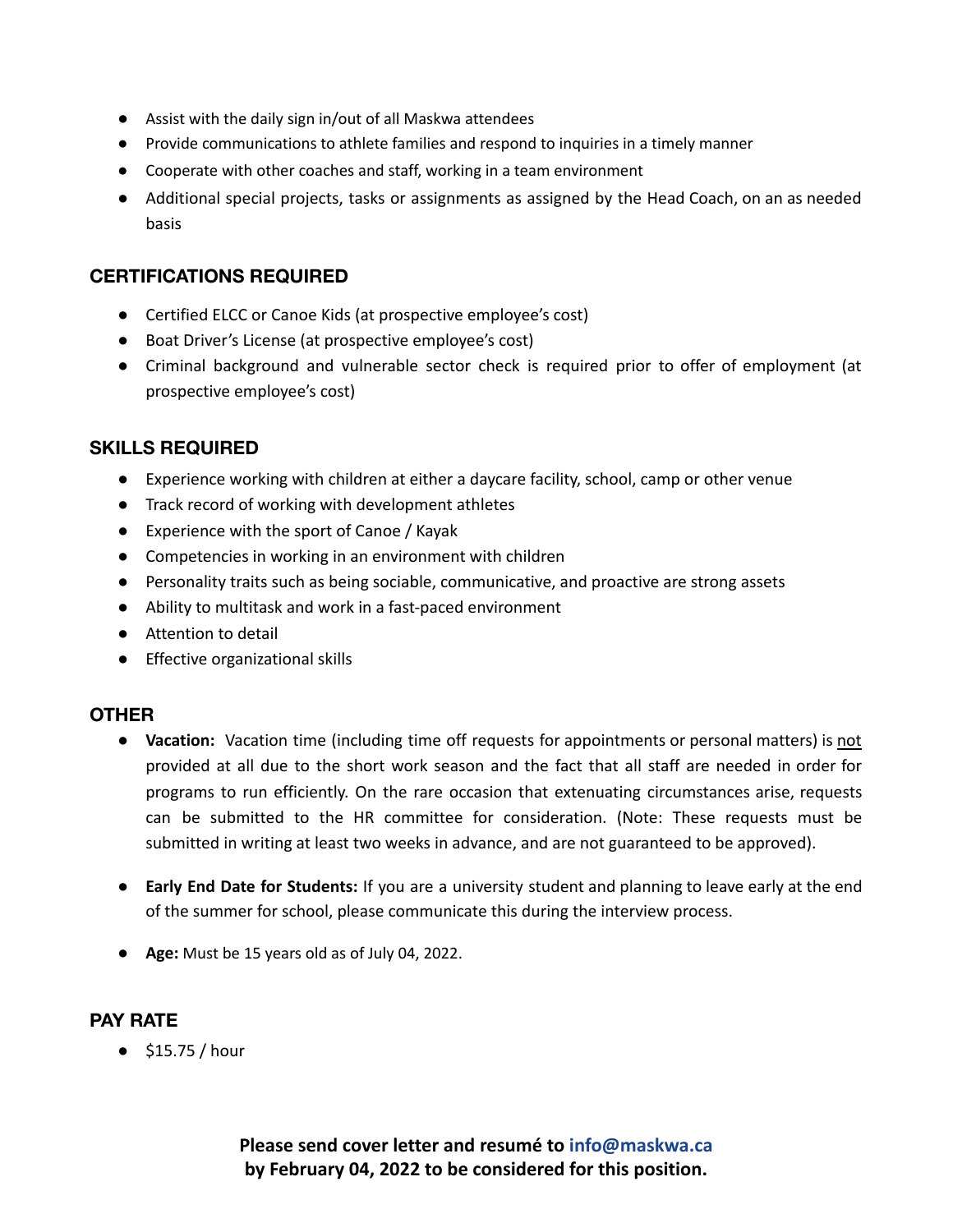- Assist with the daily sign in/out of all Maskwa attendees
- Provide communications to athlete families and respond to inquiries in a timely manner
- Cooperate with other coaches and staff, working in a team environment
- Additional special projects, tasks or assignments as assigned by the Head Coach, on an as needed basis

### CERTIFICATIONS REQUIRED

- Certified ELCC or Canoe Kids (at prospective employee's cost)
- Boat Driver's License (at prospective employee's cost)
- Criminal background and vulnerable sector check is required prior to offer of employment (at prospective employee's cost)

### SKILLS REQUIRED

- Experience working with children at either a daycare facility, school, camp or other venue
- Track record of working with development athletes
- Experience with the sport of Canoe / Kayak
- Competencies in working in an environment with children
- Personality traits such as being sociable, communicative, and proactive are strong assets
- Ability to multitask and work in a fast-paced environment
- Attention to detail
- Effective organizational skills

### OTHER

- **Vacation:** Vacation time (including time off requests for appointments or personal matters) is <u>not</u> provided at all due to the short work season and the fact that all staff are needed in order for programs to run efficiently. On the rare occasion that extenuating circumstances arise, requests can be submitted to the HR committee for consideration. (Note: These requests must be submitted in writing at least two weeks in advance, and are not guaranteed to be approved).

- **Early End Date for Students:** If you are a university student and planning to leave early at the end of the summer for school, please communicate this during the interview process.

- **Age:** Must be 15 years old as of July 04, 2022.

### PAY RATE

- $15.75 / hour

**Please send cover letter and resumé to info@maskwa.ca by February 04, 2022 to be considered for this position.**